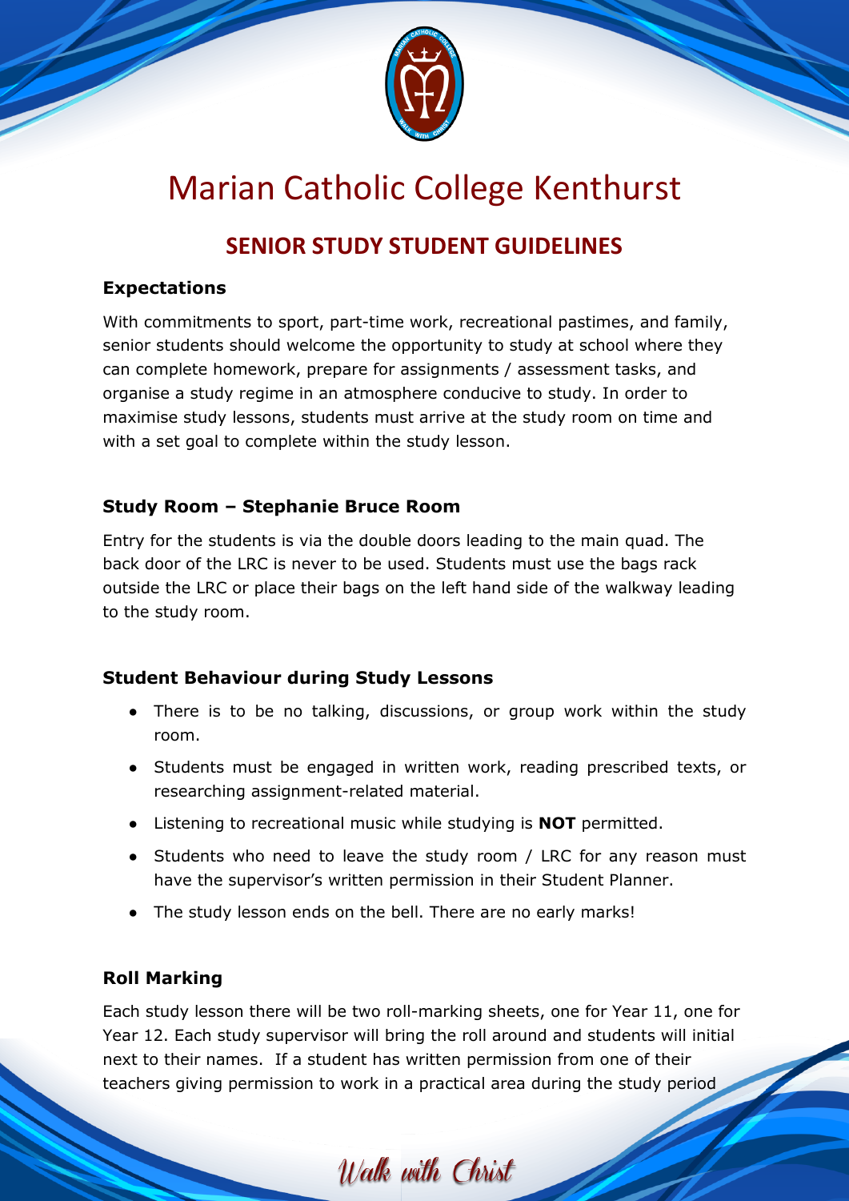# Marian Catholic College Kenthurst

## SENIOR STUDY STUDENT GUIDELINES

### Expectations

With commitments to sport, part-time work, recreational pastimes, and family, senior students should welcome the opportunity to study at school where they can complete homework, prepare for assignments / assessment tasks, and organise a study regime in an atmosphere conducive to study. In order to maximise study lessons, students must arrive at the study room on time and with a set goal to complete within the study lesson.

### Study Room – Stephanie Bruce Room

Entry for the students is via the double doors leading to the main quad. The back door of the LRC is never to be used. Students must use the bags rack outside the LRC or place their bags on the left hand side of the walkway leading to the study room.

### Student Behaviour during Study Lessons

- There is to be no talking, discussions, or group work within the study room.
- Students must be engaged in written work, reading prescribed texts, or researching assignment-related material.
- Listening to recreational music while studying is **NOT** permitted.
- Students who need to leave the study room / LRC for any reason must have the supervisor's written permission in their Student Planner.
- The study lesson ends on the bell. There are no early marks!

### Roll Marking

Each study lesson there will be two roll-marking sheets, one for Year 11, one for Year 12. Each study supervisor will bring the roll around and students will initial next to their names. If a student has written permission from one of their teachers giving permission to work in a practical area during the study period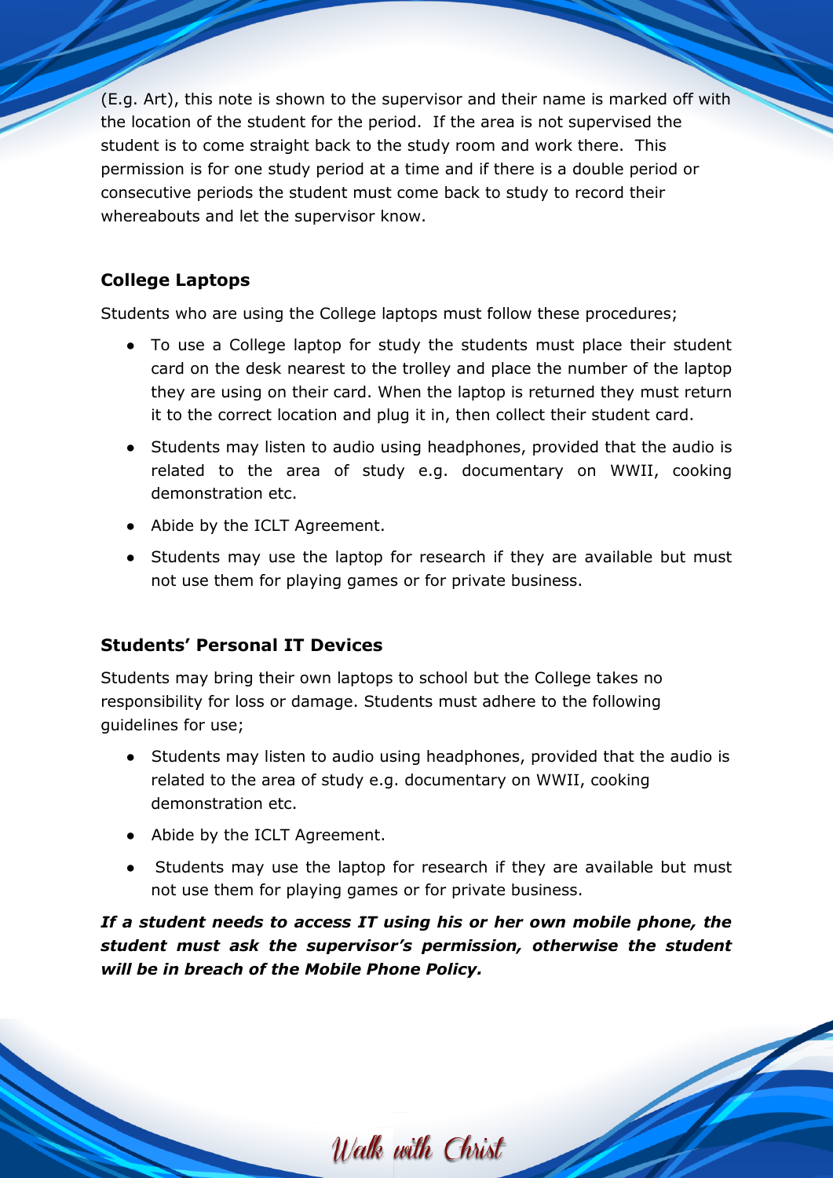(E.g. Art), this note is shown to the supervisor and their name is marked off with the location of the student for the period. If the area is not supervised the student is to come straight back to the study room and work there. This permission is for one study period at a time and if there is a double period or consecutive periods the student must come back to study to record their whereabouts and let the supervisor know.

## College Laptops

Students who are using the College laptops must follow these procedures;

- To use a College laptop for study the students must place their student card on the desk nearest to the trolley and place the number of the laptop they are using on their card. When the laptop is returned they must return it to the correct location and plug it in, then collect their student card.
- Students may listen to audio using headphones, provided that the audio is related to the area of study e.g. documentary on WWII, cooking demonstration etc.
- Abide by the ICLT Agreement.
- Students may use the laptop for research if they are available but must not use them for playing games or for private business.

## Students' Personal IT Devices

Students may bring their own laptops to school but the College takes no responsibility for loss or damage. Students must adhere to the following guidelines for use;

- Students may listen to audio using headphones, provided that the audio is related to the area of study e.g. documentary on WWII, cooking demonstration etc.
- Abide by the ICLT Agreement.
- Students may use the laptop for research if they are available but must not use them for playing games or for private business.

***If a student needs to access IT using his or her own mobile phone, the student must ask the supervisor's permission, otherwise the student will be in breach of the Mobile Phone Policy.***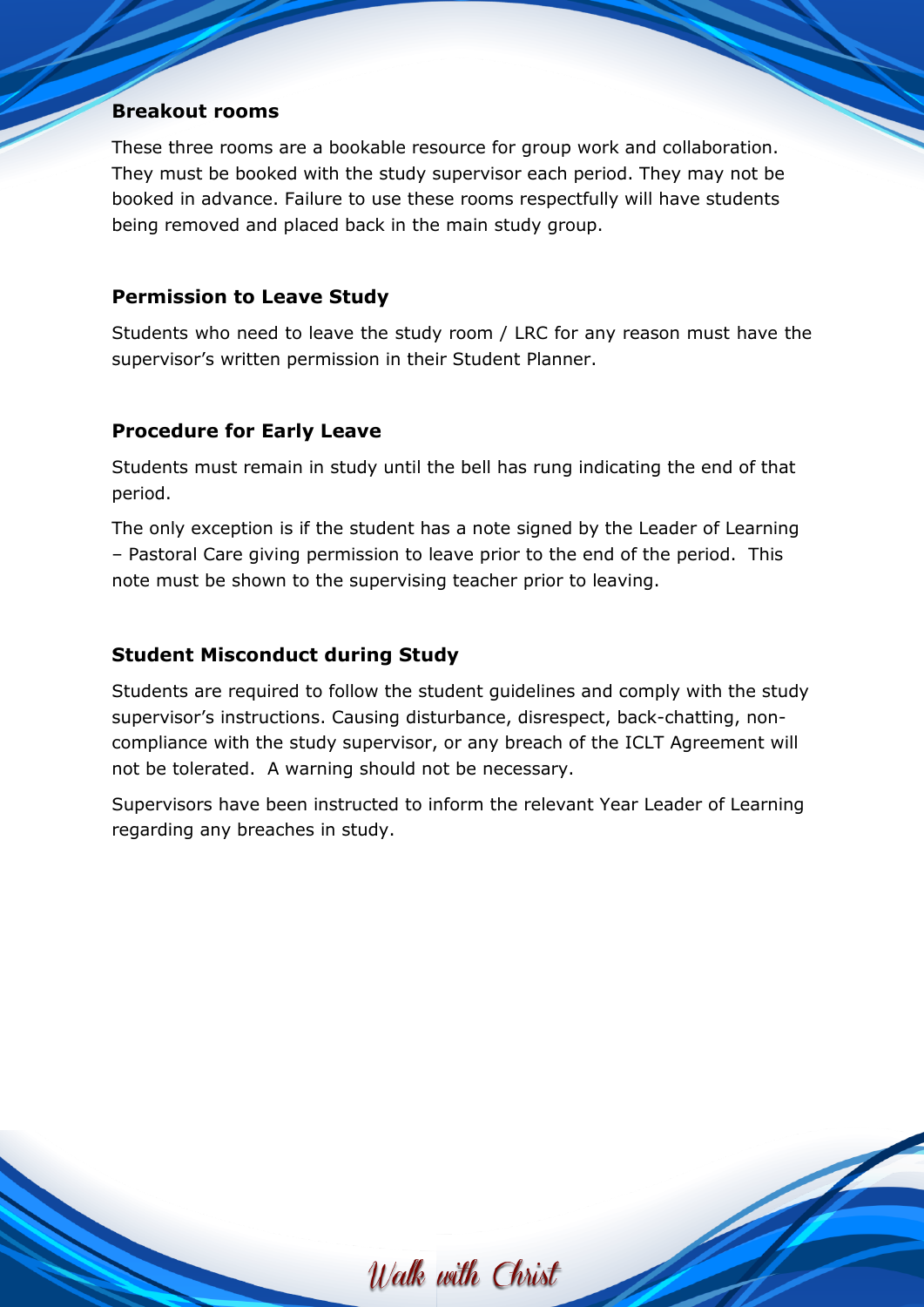### Breakout rooms

These three rooms are a bookable resource for group work and collaboration. They must be booked with the study supervisor each period. They may not be booked in advance. Failure to use these rooms respectfully will have students being removed and placed back in the main study group.

### Permission to Leave Study

Students who need to leave the study room / LRC for any reason must have the supervisor's written permission in their Student Planner.

### Procedure for Early Leave

Students must remain in study until the bell has rung indicating the end of that period.

The only exception is if the student has a note signed by the Leader of Learning – Pastoral Care giving permission to leave prior to the end of the period. This note must be shown to the supervising teacher prior to leaving.

### Student Misconduct during Study

Students are required to follow the student guidelines and comply with the study supervisor's instructions. Causing disturbance, disrespect, back-chatting, non-compliance with the study supervisor, or any breach of the ICLT Agreement will not be tolerated. A warning should not be necessary.

Supervisors have been instructed to inform the relevant Year Leader of Learning regarding any breaches in study.